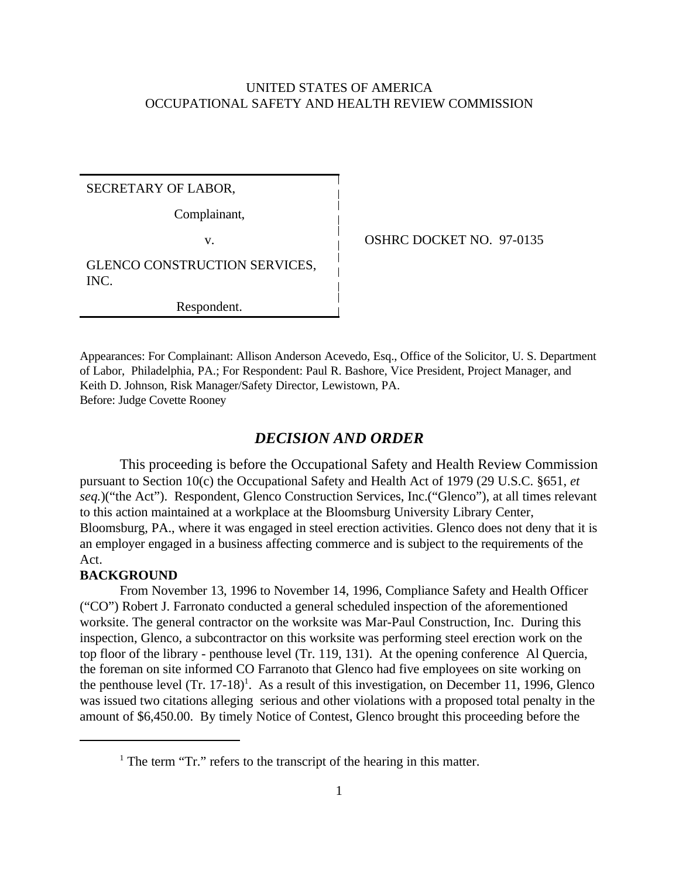UNITED STATES OF AMERICA
OCCUPATIONAL SAFETY AND HEALTH REVIEW COMMISSION

| | |
|---|---|
| SECRETARY OF LABOR,<br><br>Complainant,<br><br>v.<br><br>GLENCO CONSTRUCTION SERVICES, INC.<br><br>Respondent. | OSHRC DOCKET NO. 97-0135 |

Appearances: For Complainant: Allison Anderson Acevedo, Esq., Office of the Solicitor, U. S. Department of Labor, Philadelphia, PA.; For Respondent: Paul R. Bashore, Vice President, Project Manager, and Keith D. Johnson, Risk Manager/Safety Director, Lewistown, PA.
Before: Judge Covette Rooney

## *DECISION AND ORDER*

This proceeding is before the Occupational Safety and Health Review Commission pursuant to Section 10(c) the Occupational Safety and Health Act of 1979 (29 U.S.C. §651, *et seq.*)("the Act"). Respondent, Glenco Construction Services, Inc.("Glenco"), at all times relevant to this action maintained at a workplace at the Bloomsburg University Library Center, Bloomsburg, PA., where it was engaged in steel erection activities. Glenco does not deny that it is an employer engaged in a business affecting commerce and is subject to the requirements of the Act.

**BACKGROUND**

From November 13, 1996 to November 14, 1996, Compliance Safety and Health Officer ("CO") Robert J. Farronato conducted a general scheduled inspection of the aforementioned worksite. The general contractor on the worksite was Mar-Paul Construction, Inc. During this inspection, Glenco, a subcontractor on this worksite was performing steel erection work on the top floor of the library - penthouse level (Tr. 119, 131). At the opening conference Al Quercia, the foreman on site informed CO Farranoto that Glenco had five employees on site working on the penthouse level (Tr. 17-18)[1]. As a result of this investigation, on December 11, 1996, Glenco was issued two citations alleging serious and other violations with a proposed total penalty in the amount of $6,450.00. By timely Notice of Contest, Glenco brought this proceeding before the

[1] The term "Tr." refers to the transcript of the hearing in this matter.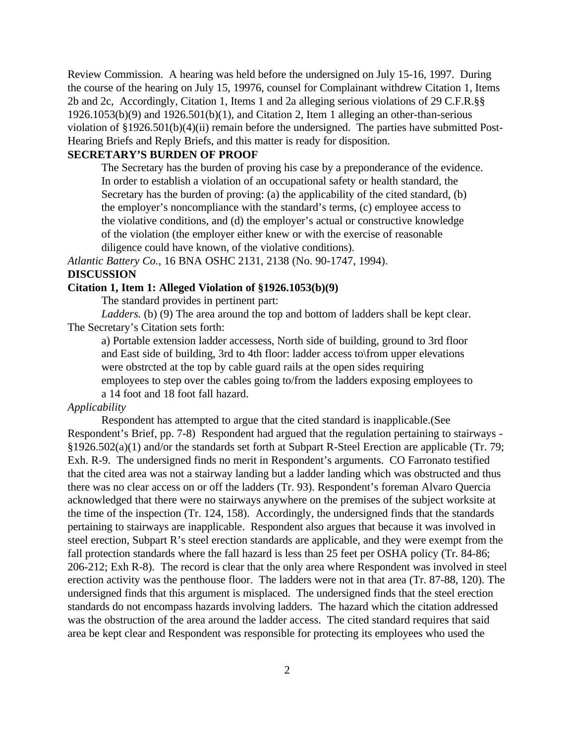Review Commission. A hearing was held before the undersigned on July 15-16, 1997. During the course of the hearing on July 15, 19976, counsel for Complainant withdrew Citation 1, Items 2b and 2c, Accordingly, Citation 1, Items 1 and 2a alleging serious violations of 29 C.F.R.§§ 1926.1053(b)(9) and 1926.501(b)(1), and Citation 2, Item 1 alleging an other-than-serious violation of §1926.501(b)(4)(ii) remain before the undersigned. The parties have submitted Post-Hearing Briefs and Reply Briefs, and this matter is ready for disposition.

**SECRETARY'S BURDEN OF PROOF**

> The Secretary has the burden of proving his case by a preponderance of the evidence. In order to establish a violation of an occupational safety or health standard, the Secretary has the burden of proving: (a) the applicability of the cited standard, (b) the employer's noncompliance with the standard's terms, (c) employee access to the violative conditions, and (d) the employer's actual or constructive knowledge of the violation (the employer either knew or with the exercise of reasonable diligence could have known, of the violative conditions).

*Atlantic Battery Co.*, 16 BNA OSHC 2131, 2138 (No. 90-1747, 1994).

**DISCUSSION**

**Citation 1, Item 1: Alleged Violation of §1926.1053(b)(9)**

The standard provides in pertinent part:

*Ladders.* (b) (9) The area around the top and bottom of ladders shall be kept clear.

The Secretary's Citation sets forth:

> a) Portable extension ladder accessess, North side of building, ground to 3rd floor and East side of building, 3rd to 4th floor: ladder access to\from upper elevations were obstrcted at the top by cable guard rails at the open sides requiring employees to step over the cables going to/from the ladders exposing employees to a 14 foot and 18 foot fall hazard.

*Applicability*

Respondent has attempted to argue that the cited standard is inapplicable.(See Respondent's Brief, pp. 7-8) Respondent had argued that the regulation pertaining to stairways - §1926.502(a)(1) and/or the standards set forth at Subpart R-Steel Erection are applicable (Tr. 79; Exh. R-9. The undersigned finds no merit in Respondent's arguments. CO Farronato testified that the cited area was not a stairway landing but a ladder landing which was obstructed and thus there was no clear access on or off the ladders (Tr. 93). Respondent's foreman Alvaro Quercia acknowledged that there were no stairways anywhere on the premises of the subject worksite at the time of the inspection (Tr. 124, 158). Accordingly, the undersigned finds that the standards pertaining to stairways are inapplicable. Respondent also argues that because it was involved in steel erection, Subpart R's steel erection standards are applicable, and they were exempt from the fall protection standards where the fall hazard is less than 25 feet per OSHA policy (Tr. 84-86; 206-212; Exh R-8). The record is clear that the only area where Respondent was involved in steel erection activity was the penthouse floor. The ladders were not in that area (Tr. 87-88, 120). The undersigned finds that this argument is misplaced. The undersigned finds that the steel erection standards do not encompass hazards involving ladders. The hazard which the citation addressed was the obstruction of the area around the ladder access. The cited standard requires that said area be kept clear and Respondent was responsible for protecting its employees who used the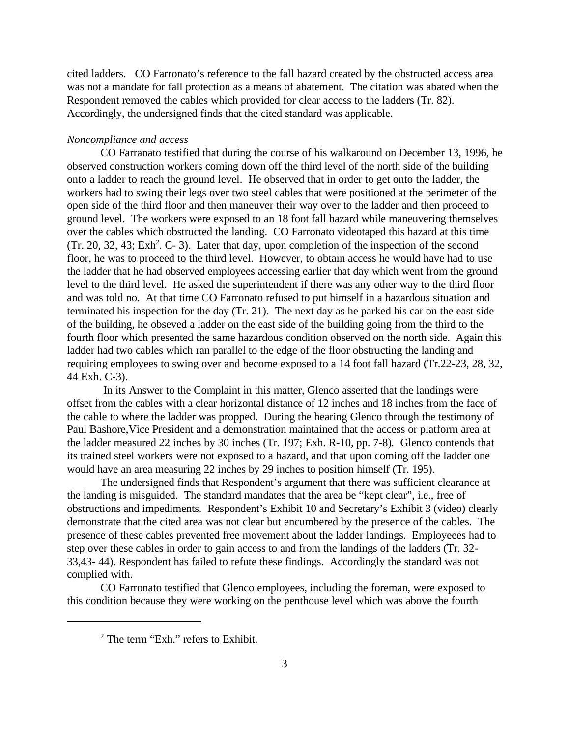cited ladders. CO Farronato's reference to the fall hazard created by the obstructed access area was not a mandate for fall protection as a means of abatement. The citation was abated when the Respondent removed the cables which provided for clear access to the ladders (Tr. 82). Accordingly, the undersigned finds that the cited standard was applicable.

*Noncompliance and access*

CO Farranato testified that during the course of his walkaround on December 13, 1996, he observed construction workers coming down off the third level of the north side of the building onto a ladder to reach the ground level. He observed that in order to get onto the ladder, the workers had to swing their legs over two steel cables that were positioned at the perimeter of the open side of the third floor and then maneuver their way over to the ladder and then proceed to ground level. The workers were exposed to an 18 foot fall hazard while maneuvering themselves over the cables which obstructed the landing. CO Farronato videotaped this hazard at this time (Tr. 20, 32, 43; Exh[2]. C- 3). Later that day, upon completion of the inspection of the second floor, he was to proceed to the third level. However, to obtain access he would have had to use the ladder that he had observed employees accessing earlier that day which went from the ground level to the third level. He asked the superintendent if there was any other way to the third floor and was told no. At that time CO Farronato refused to put himself in a hazardous situation and terminated his inspection for the day (Tr. 21). The next day as he parked his car on the east side of the building, he obseved a ladder on the east side of the building going from the third to the fourth floor which presented the same hazardous condition observed on the north side. Again this ladder had two cables which ran parallel to the edge of the floor obstructing the landing and requiring employees to swing over and become exposed to a 14 foot fall hazard (Tr.22-23, 28, 32, 44 Exh. C-3).

In its Answer to the Complaint in this matter, Glenco asserted that the landings were offset from the cables with a clear horizontal distance of 12 inches and 18 inches from the face of the cable to where the ladder was propped. During the hearing Glenco through the testimony of Paul Bashore,Vice President and a demonstration maintained that the access or platform area at the ladder measured 22 inches by 30 inches (Tr. 197; Exh. R-10, pp. 7-8). Glenco contends that its trained steel workers were not exposed to a hazard, and that upon coming off the ladder one would have an area measuring 22 inches by 29 inches to position himself (Tr. 195).

The undersigned finds that Respondent's argument that there was sufficient clearance at the landing is misguided. The standard mandates that the area be "kept clear", i.e., free of obstructions and impediments. Respondent's Exhibit 10 and Secretary's Exhibit 3 (video) clearly demonstrate that the cited area was not clear but encumbered by the presence of the cables. The presence of these cables prevented free movement about the ladder landings. Employeees had to step over these cables in order to gain access to and from the landings of the ladders (Tr. 32-33,43- 44). Respondent has failed to refute these findings. Accordingly the standard was not complied with.

CO Farronato testified that Glenco employees, including the foreman, were exposed to this condition because they were working on the penthouse level which was above the fourth

---

[2] The term "Exh." refers to Exhibit.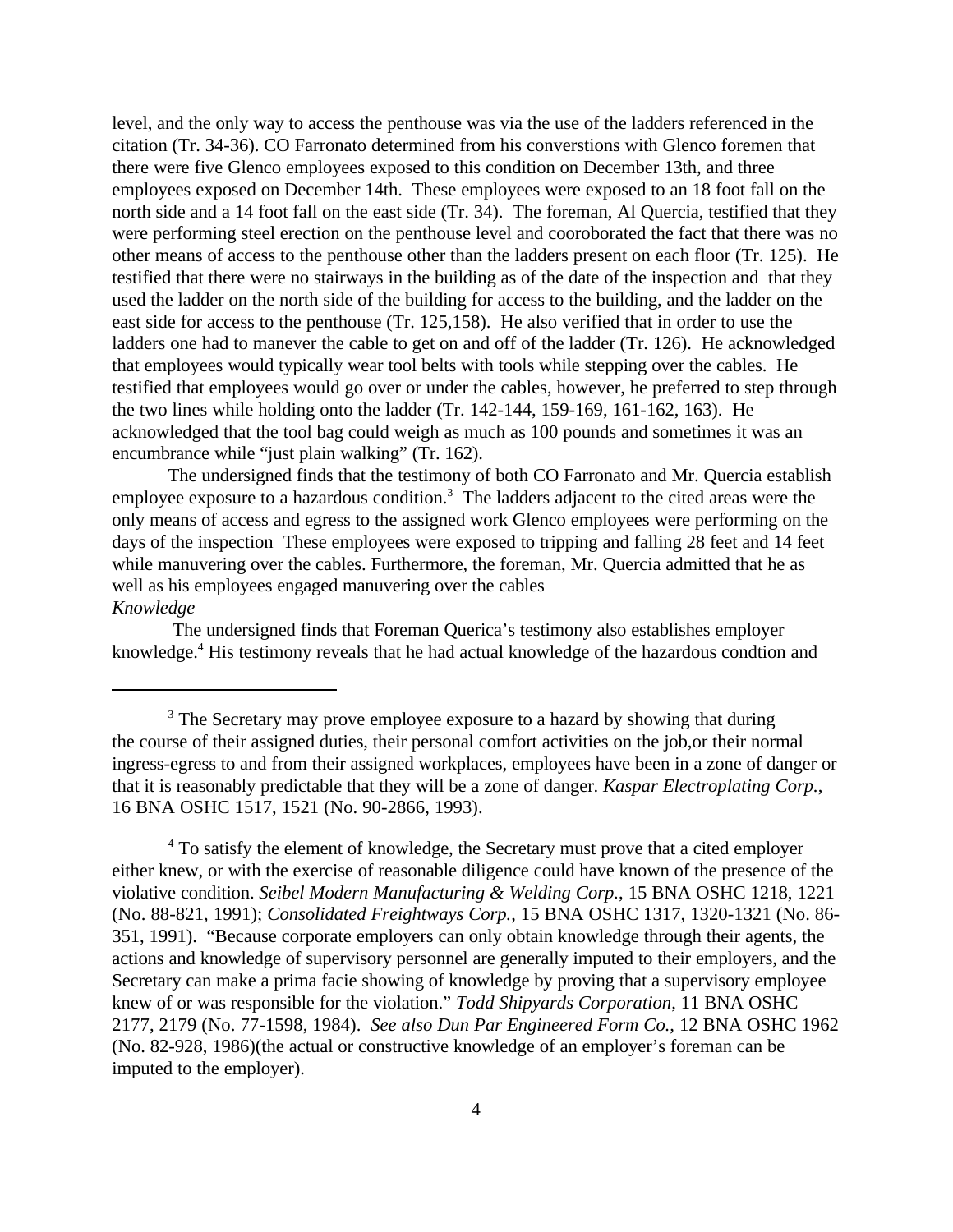level, and the only way to access the penthouse was via the use of the ladders referenced in the citation (Tr. 34-36). CO Farronato determined from his converstions with Glenco foremen that there were five Glenco employees exposed to this condition on December 13th, and three employees exposed on December 14th. These employees were exposed to an 18 foot fall on the north side and a 14 foot fall on the east side (Tr. 34). The foreman, Al Quercia, testified that they were performing steel erection on the penthouse level and cooroborated the fact that there was no other means of access to the penthouse other than the ladders present on each floor (Tr. 125). He testified that there were no stairways in the building as of the date of the inspection and that they used the ladder on the north side of the building for access to the building, and the ladder on the east side for access to the penthouse (Tr. 125,158). He also verified that in order to use the ladders one had to manever the cable to get on and off of the ladder (Tr. 126). He acknowledged that employees would typically wear tool belts with tools while stepping over the cables. He testified that employees would go over or under the cables, however, he preferred to step through the two lines while holding onto the ladder (Tr. 142-144, 159-169, 161-162, 163). He acknowledged that the tool bag could weigh as much as 100 pounds and sometimes it was an encumbrance while "just plain walking" (Tr. 162).

The undersigned finds that the testimony of both CO Farronato and Mr. Quercia establish employee exposure to a hazardous condition.[3] The ladders adjacent to the cited areas were the only means of access and egress to the assigned work Glenco employees were performing on the days of the inspection These employees were exposed to tripping and falling 28 feet and 14 feet while manuvering over the cables. Furthermore, the foreman, Mr. Quercia admitted that he as well as his employees engaged manuvering over the cables

*Knowledge*

The undersigned finds that Foreman Querica's testimony also establishes employer knowledge.[4] His testimony reveals that he had actual knowledge of the hazardous condtion and

---

[3] The Secretary may prove employee exposure to a hazard by showing that during the course of their assigned duties, their personal comfort activities on the job,or their normal ingress-egress to and from their assigned workplaces, employees have been in a zone of danger or that it is reasonably predictable that they will be a zone of danger. *Kaspar Electroplating Corp.*, 16 BNA OSHC 1517, 1521 (No. 90-2866, 1993).

[4] To satisfy the element of knowledge, the Secretary must prove that a cited employer either knew, or with the exercise of reasonable diligence could have known of the presence of the violative condition. *Seibel Modern Manufacturing & Welding Corp.*, 15 BNA OSHC 1218, 1221 (No. 88-821, 1991); *Consolidated Freightways Corp.*, 15 BNA OSHC 1317, 1320-1321 (No. 86-351, 1991). "Because corporate employers can only obtain knowledge through their agents, the actions and knowledge of supervisory personnel are generally imputed to their employers, and the Secretary can make a prima facie showing of knowledge by proving that a supervisory employee knew of or was responsible for the violation." *Todd Shipyards Corporation*, 11 BNA OSHC 2177, 2179 (No. 77-1598, 1984). *See also Dun Par Engineered Form Co.*, 12 BNA OSHC 1962 (No. 82-928, 1986)(the actual or constructive knowledge of an employer's foreman can be imputed to the employer).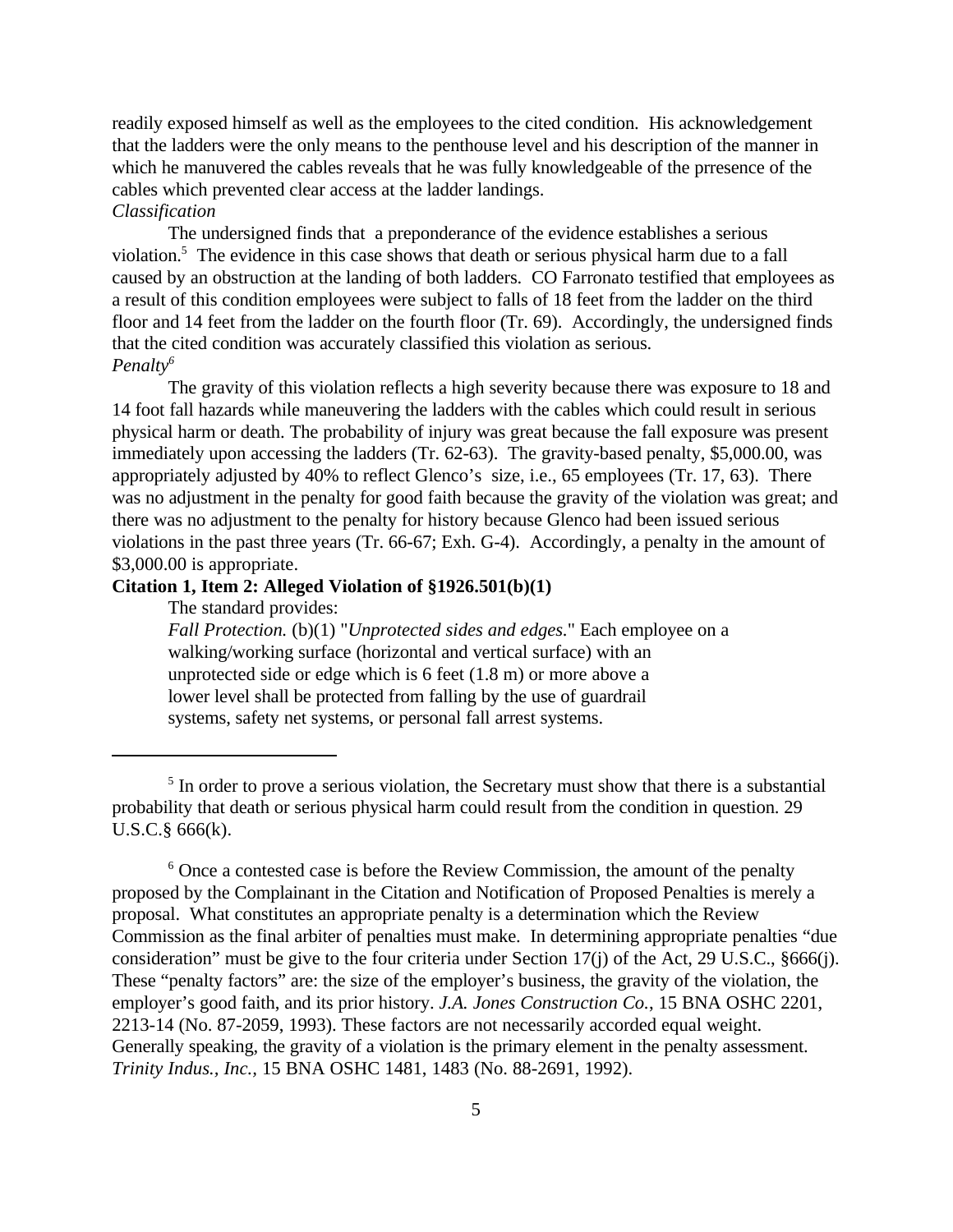readily exposed himself as well as the employees to the cited condition. His acknowledgement that the ladders were the only means to the penthouse level and his description of the manner in which he manuvered the cables reveals that he was fully knowledgeable of the prresence of the cables which prevented clear access at the ladder landings.

*Classification*

The undersigned finds that a preponderance of the evidence establishes a serious violation.[5] The evidence in this case shows that death or serious physical harm due to a fall caused by an obstruction at the landing of both ladders. CO Farronato testified that employees as a result of this condition employees were subject to falls of 18 feet from the ladder on the third floor and 14 feet from the ladder on the fourth floor (Tr. 69). Accordingly, the undersigned finds that the cited condition was accurately classified this violation as serious.

*Penalty*[6]

The gravity of this violation reflects a high severity because there was exposure to 18 and 14 foot fall hazards while maneuvering the ladders with the cables which could result in serious physical harm or death. The probability of injury was great because the fall exposure was present immediately upon accessing the ladders (Tr. 62-63). The gravity-based penalty, $5,000.00, was appropriately adjusted by 40% to reflect Glenco's size, i.e., 65 employees (Tr. 17, 63). There was no adjustment in the penalty for good faith because the gravity of the violation was great; and there was no adjustment to the penalty for history because Glenco had been issued serious violations in the past three years (Tr. 66-67; Exh. G-4). Accordingly, a penalty in the amount of $3,000.00 is appropriate.

**Citation 1, Item 2: Alleged Violation of §1926.501(b)(1)**

The standard provides:

> *Fall Protection.* (b)(1) "*Unprotected sides and edges.*" Each employee on a walking/working surface (horizontal and vertical surface) with an unprotected side or edge which is 6 feet (1.8 m) or more above a lower level shall be protected from falling by the use of guardrail systems, safety net systems, or personal fall arrest systems.

---

[5] In order to prove a serious violation, the Secretary must show that there is a substantial probability that death or serious physical harm could result from the condition in question. 29 U.S.C.§ 666(k).

[6] Once a contested case is before the Review Commission, the amount of the penalty proposed by the Complainant in the Citation and Notification of Proposed Penalties is merely a proposal. What constitutes an appropriate penalty is a determination which the Review Commission as the final arbiter of penalties must make. In determining appropriate penalties "due consideration" must be give to the four criteria under Section 17(j) of the Act, 29 U.S.C., §666(j). These "penalty factors" are: the size of the employer's business, the gravity of the violation, the employer's good faith, and its prior history. *J.A. Jones Construction Co.*, 15 BNA OSHC 2201, 2213-14 (No. 87-2059, 1993). These factors are not necessarily accorded equal weight. Generally speaking, the gravity of a violation is the primary element in the penalty assessment. *Trinity Indus., Inc.*, 15 BNA OSHC 1481, 1483 (No. 88-2691, 1992).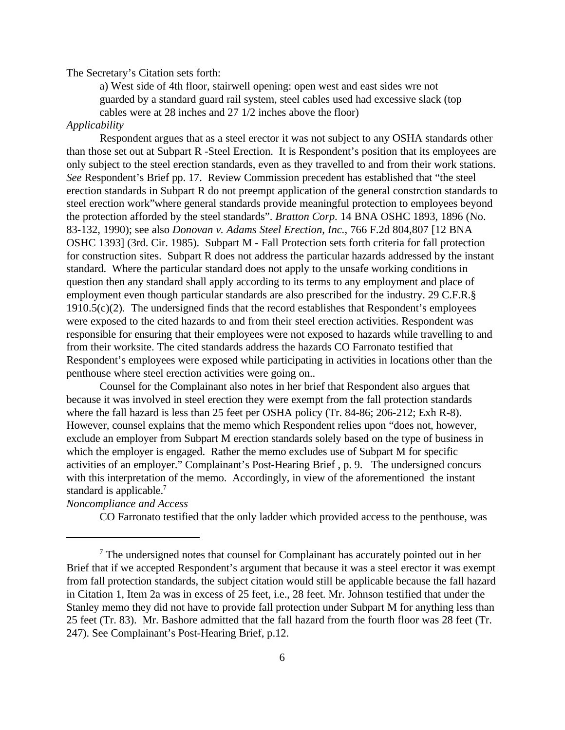The Secretary's Citation sets forth:

> a) West side of 4th floor, stairwell opening: open west and east sides wre not guarded by a standard guard rail system, steel cables used had excessive slack (top cables were at 28 inches and 27 1/2 inches above the floor)

*Applicability*

Respondent argues that as a steel erector it was not subject to any OSHA standards other than those set out at Subpart R -Steel Erection. It is Respondent's position that its employees are only subject to the steel erection standards, even as they travelled to and from their work stations. *See* Respondent's Brief pp. 17. Review Commission precedent has established that "the steel erection standards in Subpart R do not preempt application of the general constrction standards to steel erection work"where general standards provide meaningful protection to employees beyond the protection afforded by the steel standards". *Bratton Corp.* 14 BNA OSHC 1893, 1896 (No. 83-132, 1990); see also *Donovan v. Adams Steel Erection, Inc.*, 766 F.2d 804,807 [12 BNA OSHC 1393] (3rd. Cir. 1985). Subpart M - Fall Protection sets forth criteria for fall protection for construction sites. Subpart R does not address the particular hazards addressed by the instant standard. Where the particular standard does not apply to the unsafe working conditions in question then any standard shall apply according to its terms to any employment and place of employment even though particular standards are also prescribed for the industry. 29 C.F.R.§ 1910.5(c)(2). The undersigned finds that the record establishes that Respondent's employees were exposed to the cited hazards to and from their steel erection activities. Respondent was responsible for ensuring that their employees were not exposed to hazards while travelling to and from their worksite. The cited standards address the hazards CO Farronato testified that Respondent's employees were exposed while participating in activities in locations other than the penthouse where steel erection activities were going on..

Counsel for the Complainant also notes in her brief that Respondent also argues that because it was involved in steel erection they were exempt from the fall protection standards where the fall hazard is less than 25 feet per OSHA policy (Tr. 84-86; 206-212; Exh R-8). However, counsel explains that the memo which Respondent relies upon "does not, however, exclude an employer from Subpart M erection standards solely based on the type of business in which the employer is engaged. Rather the memo excludes use of Subpart M for specific activities of an employer." Complainant's Post-Hearing Brief , p. 9. The undersigned concurs with this interpretation of the memo. Accordingly, in view of the aforementioned the instant standard is applicable.[7]

*Noncompliance and Access*

CO Farronato testified that the only ladder which provided access to the penthouse, was

---

[7] The undersigned notes that counsel for Complainant has accurately pointed out in her Brief that if we accepted Respondent's argument that because it was a steel erector it was exempt from fall protection standards, the subject citation would still be applicable because the fall hazard in Citation 1, Item 2a was in excess of 25 feet, i.e., 28 feet. Mr. Johnson testified that under the Stanley memo they did not have to provide fall protection under Subpart M for anything less than 25 feet (Tr. 83). Mr. Bashore admitted that the fall hazard from the fourth floor was 28 feet (Tr. 247). See Complainant's Post-Hearing Brief, p.12.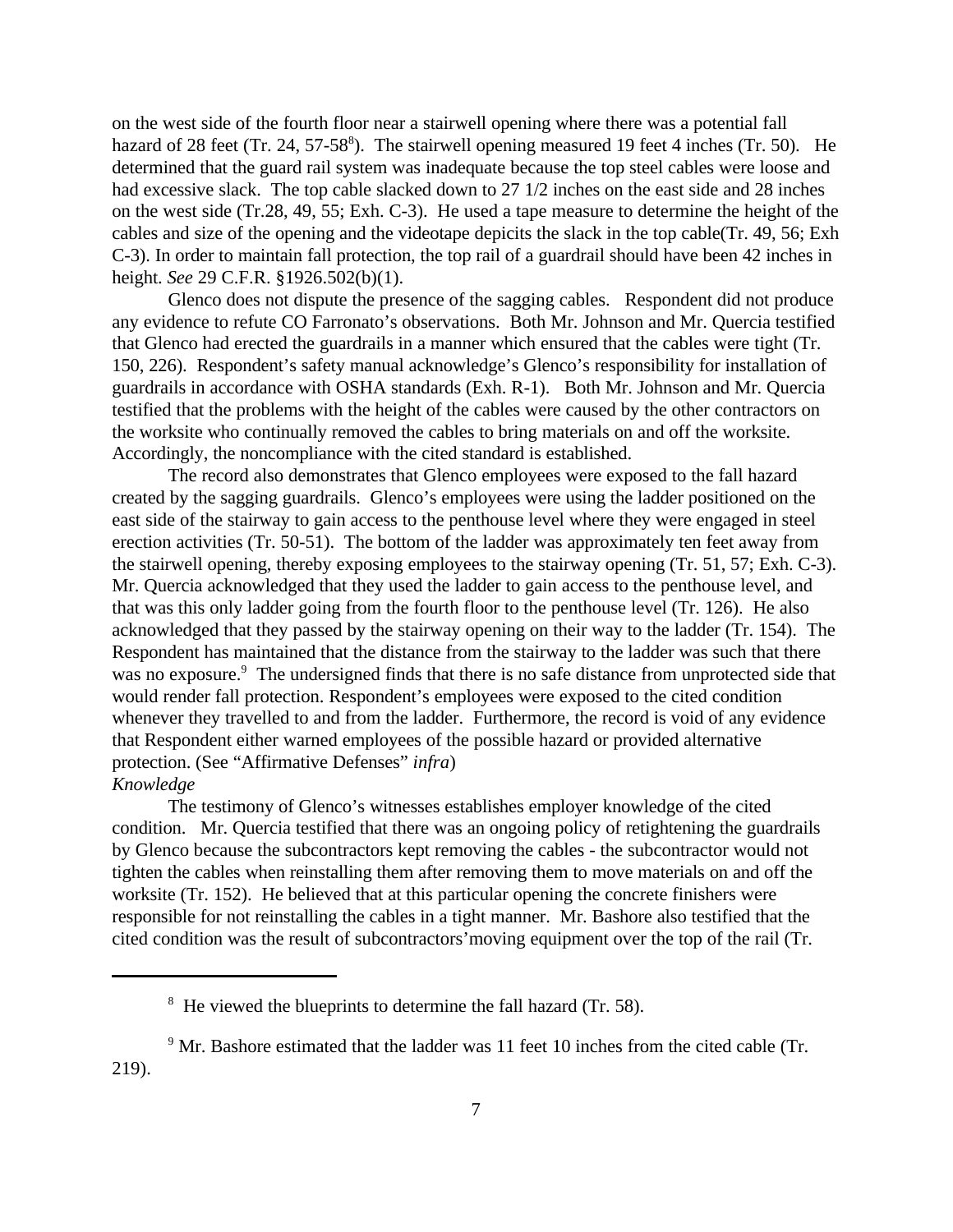on the west side of the fourth floor near a stairwell opening where there was a potential fall hazard of 28 feet (Tr. 24, 57-58[8]). The stairwell opening measured 19 feet 4 inches (Tr. 50). He determined that the guard rail system was inadequate because the top steel cables were loose and had excessive slack. The top cable slacked down to 27 1/2 inches on the east side and 28 inches on the west side (Tr.28, 49, 55; Exh. C-3). He used a tape measure to determine the height of the cables and size of the opening and the videotape depicits the slack in the top cable(Tr. 49, 56; Exh C-3). In order to maintain fall protection, the top rail of a guardrail should have been 42 inches in height. *See* 29 C.F.R. §1926.502(b)(1).

Glenco does not dispute the presence of the sagging cables. Respondent did not produce any evidence to refute CO Farronato's observations. Both Mr. Johnson and Mr. Quercia testified that Glenco had erected the guardrails in a manner which ensured that the cables were tight (Tr. 150, 226). Respondent's safety manual acknowledge's Glenco's responsibility for installation of guardrails in accordance with OSHA standards (Exh. R-1). Both Mr. Johnson and Mr. Quercia testified that the problems with the height of the cables were caused by the other contractors on the worksite who continually removed the cables to bring materials on and off the worksite. Accordingly, the noncompliance with the cited standard is established.

The record also demonstrates that Glenco employees were exposed to the fall hazard created by the sagging guardrails. Glenco's employees were using the ladder positioned on the east side of the stairway to gain access to the penthouse level where they were engaged in steel erection activities (Tr. 50-51). The bottom of the ladder was approximately ten feet away from the stairwell opening, thereby exposing employees to the stairway opening (Tr. 51, 57; Exh. C-3). Mr. Quercia acknowledged that they used the ladder to gain access to the penthouse level, and that was this only ladder going from the fourth floor to the penthouse level (Tr. 126). He also acknowledged that they passed by the stairway opening on their way to the ladder (Tr. 154). The Respondent has maintained that the distance from the stairway to the ladder was such that there was no exposure.[9] The undersigned finds that there is no safe distance from unprotected side that would render fall protection. Respondent's employees were exposed to the cited condition whenever they travelled to and from the ladder. Furthermore, the record is void of any evidence that Respondent either warned employees of the possible hazard or provided alternative protection. (See "Affirmative Defenses" *infra*)

*Knowledge*

The testimony of Glenco's witnesses establishes employer knowledge of the cited condition. Mr. Quercia testified that there was an ongoing policy of retightening the guardrails by Glenco because the subcontractors kept removing the cables - the subcontractor would not tighten the cables when reinstalling them after removing them to move materials on and off the worksite (Tr. 152). He believed that at this particular opening the concrete finishers were responsible for not reinstalling the cables in a tight manner. Mr. Bashore also testified that the cited condition was the result of subcontractors'moving equipment over the top of the rail (Tr.

---

[8] He viewed the blueprints to determine the fall hazard (Tr. 58).

[9] Mr. Bashore estimated that the ladder was 11 feet 10 inches from the cited cable (Tr. 219).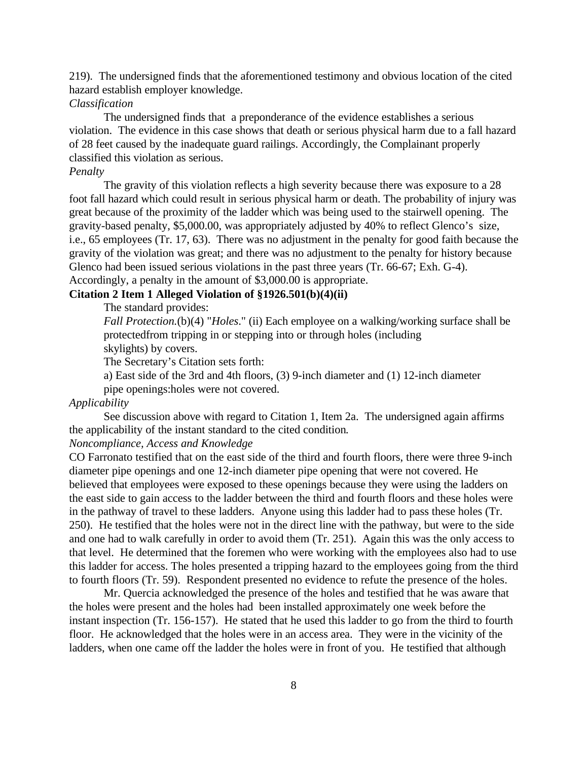219). The undersigned finds that the aforementioned testimony and obvious location of the cited hazard establish employer knowledge.

*Classification*

The undersigned finds that a preponderance of the evidence establishes a serious violation. The evidence in this case shows that death or serious physical harm due to a fall hazard of 28 feet caused by the inadequate guard railings. Accordingly, the Complainant properly classified this violation as serious.

*Penalty*

The gravity of this violation reflects a high severity because there was exposure to a 28 foot fall hazard which could result in serious physical harm or death. The probability of injury was great because of the proximity of the ladder which was being used to the stairwell opening. The gravity-based penalty, $5,000.00, was appropriately adjusted by 40% to reflect Glenco's size, i.e., 65 employees (Tr. 17, 63). There was no adjustment in the penalty for good faith because the gravity of the violation was great; and there was no adjustment to the penalty for history because Glenco had been issued serious violations in the past three years (Tr. 66-67; Exh. G-4). Accordingly, a penalty in the amount of $3,000.00 is appropriate.

**Citation 2 Item 1 Alleged Violation of §1926.501(b)(4)(ii)**

The standard provides:

*Fall Protection.*(b)(4) "*Holes*." (ii) Each employee on a walking/working surface shall be protectedfrom tripping in or stepping into or through holes (including skylights) by covers.

The Secretary's Citation sets forth:

a) East side of the 3rd and 4th floors, (3) 9-inch diameter and (1) 12-inch diameter pipe openings:holes were not covered.

*Applicability*

See discussion above with regard to Citation 1, Item 2a. The undersigned again affirms the applicability of the instant standard to the cited condition.

*Noncompliance, Access and Knowledge*

CO Farronato testified that on the east side of the third and fourth floors, there were three 9-inch diameter pipe openings and one 12-inch diameter pipe opening that were not covered. He believed that employees were exposed to these openings because they were using the ladders on the east side to gain access to the ladder between the third and fourth floors and these holes were in the pathway of travel to these ladders. Anyone using this ladder had to pass these holes (Tr. 250). He testified that the holes were not in the direct line with the pathway, but were to the side and one had to walk carefully in order to avoid them (Tr. 251). Again this was the only access to that level. He determined that the foremen who were working with the employees also had to use this ladder for access. The holes presented a tripping hazard to the employees going from the third to fourth floors (Tr. 59). Respondent presented no evidence to refute the presence of the holes.

Mr. Quercia acknowledged the presence of the holes and testified that he was aware that the holes were present and the holes had been installed approximately one week before the instant inspection (Tr. 156-157). He stated that he used this ladder to go from the third to fourth floor. He acknowledged that the holes were in an access area. They were in the vicinity of the ladders, when one came off the ladder the holes were in front of you. He testified that although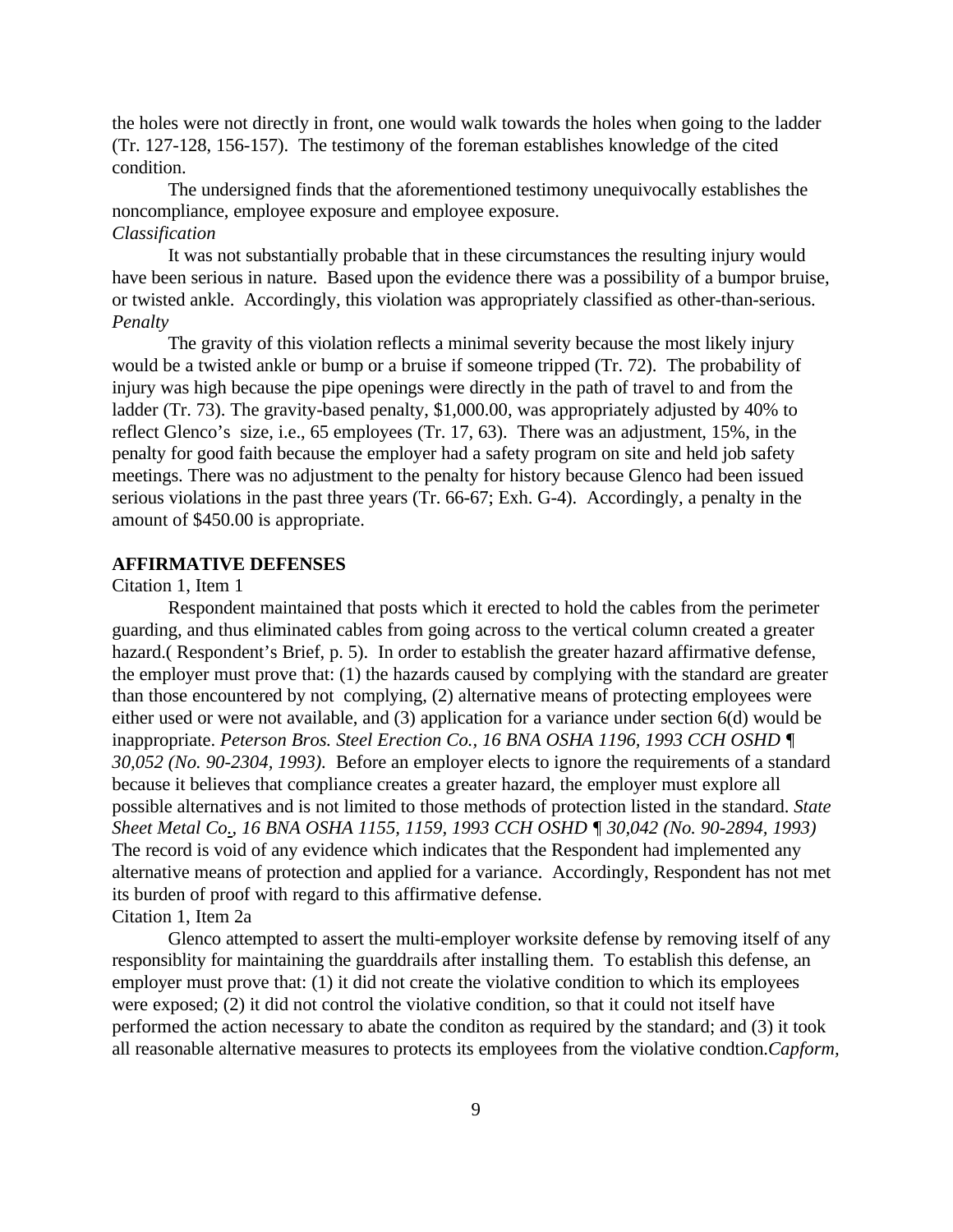the holes were not directly in front, one would walk towards the holes when going to the ladder (Tr. 127-128, 156-157). The testimony of the foreman establishes knowledge of the cited condition.

The undersigned finds that the aforementioned testimony unequivocally establishes the noncompliance, employee exposure and employee exposure.

*Classification*

It was not substantially probable that in these circumstances the resulting injury would have been serious in nature. Based upon the evidence there was a possibility of a bumpor bruise, or twisted ankle. Accordingly, this violation was appropriately classified as other-than-serious.

*Penalty*

The gravity of this violation reflects a minimal severity because the most likely injury would be a twisted ankle or bump or a bruise if someone tripped (Tr. 72). The probability of injury was high because the pipe openings were directly in the path of travel to and from the ladder (Tr. 73). The gravity-based penalty, $1,000.00, was appropriately adjusted by 40% to reflect Glenco's size, i.e., 65 employees (Tr. 17, 63). There was an adjustment, 15%, in the penalty for good faith because the employer had a safety program on site and held job safety meetings. There was no adjustment to the penalty for history because Glenco had been issued serious violations in the past three years (Tr. 66-67; Exh. G-4). Accordingly, a penalty in the amount of $450.00 is appropriate.

**AFFIRMATIVE DEFENSES**

Citation 1, Item 1

Respondent maintained that posts which it erected to hold the cables from the perimeter guarding, and thus eliminated cables from going across to the vertical column created a greater hazard.( Respondent's Brief, p. 5). In order to establish the greater hazard affirmative defense, the employer must prove that: (1) the hazards caused by complying with the standard are greater than those encountered by not complying, (2) alternative means of protecting employees were either used or were not available, and (3) application for a variance under section 6(d) would be inappropriate. *Peterson Bros. Steel Erection Co., 16 BNA OSHA 1196, 1993 CCH OSHD ¶ 30,052 (No. 90-2304, 1993).* Before an employer elects to ignore the requirements of a standard because it believes that compliance creates a greater hazard, the employer must explore all possible alternatives and is not limited to those methods of protection listed in the standard. *State Sheet Metal Co., 16 BNA OSHA 1155, 1159, 1993 CCH OSHD ¶ 30,042 (No. 90-2894, 1993)* The record is void of any evidence which indicates that the Respondent had implemented any alternative means of protection and applied for a variance. Accordingly, Respondent has not met its burden of proof with regard to this affirmative defense.

Citation 1, Item 2a

Glenco attempted to assert the multi-employer worksite defense by removing itself of any responsiblity for maintaining the guarddrails after installing them. To establish this defense, an employer must prove that: (1) it did not create the violative condition to which its employees were exposed; (2) it did not control the violative condition, so that it could not itself have performed the action necessary to abate the conditon as required by the standard; and (3) it took all reasonable alternative measures to protects its employees from the violative condtion.*Capform,*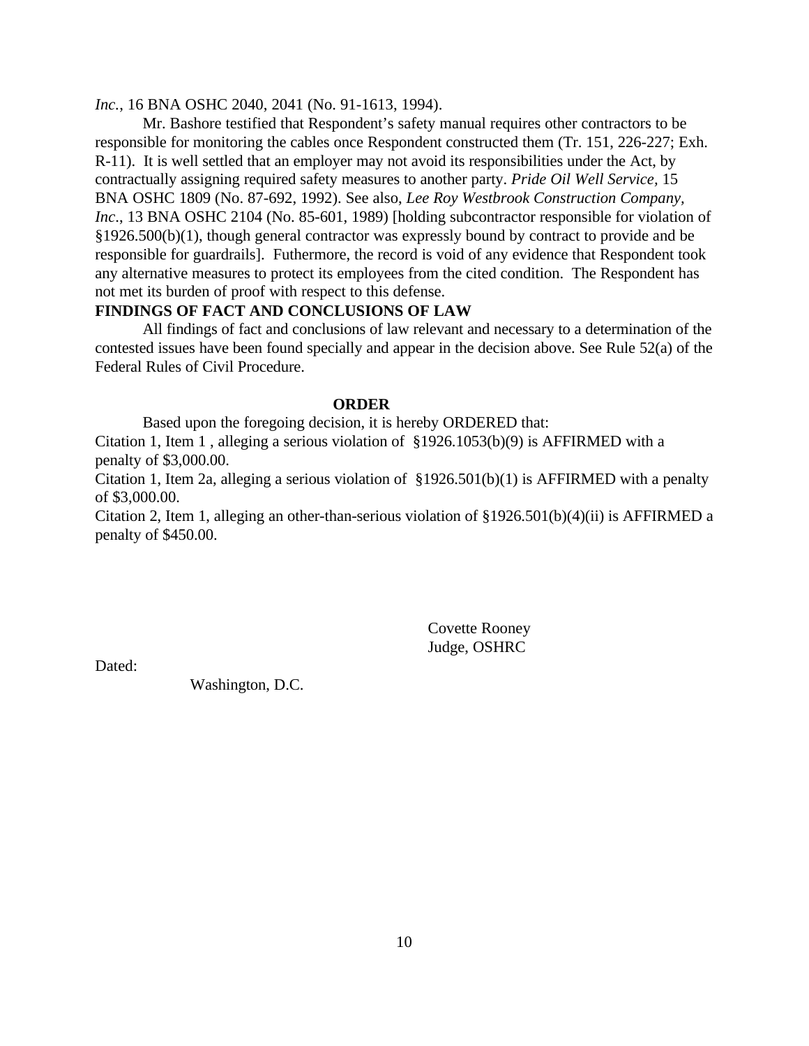*Inc.*, 16 BNA OSHC 2040, 2041 (No. 91-1613, 1994).

Mr. Bashore testified that Respondent's safety manual requires other contractors to be responsible for monitoring the cables once Respondent constructed them (Tr. 151, 226-227; Exh. R-11). It is well settled that an employer may not avoid its responsibilities under the Act, by contractually assigning required safety measures to another party. *Pride Oil Well Service*, 15 BNA OSHC 1809 (No. 87-692, 1992). See also, *Lee Roy Westbrook Construction Company, Inc*., 13 BNA OSHC 2104 (No. 85-601, 1989) [holding subcontractor responsible for violation of §1926.500(b)(1), though general contractor was expressly bound by contract to provide and be responsible for guardrails]. Futhermore, the record is void of any evidence that Respondent took any alternative measures to protect its employees from the cited condition. The Respondent has not met its burden of proof with respect to this defense.

**FINDINGS OF FACT AND CONCLUSIONS OF LAW**

All findings of fact and conclusions of law relevant and necessary to a determination of the contested issues have been found specially and appear in the decision above. See Rule 52(a) of the Federal Rules of Civil Procedure.

**ORDER**

Based upon the foregoing decision, it is hereby ORDERED that:

Citation 1, Item 1 , alleging a serious violation of §1926.1053(b)(9) is AFFIRMED with a penalty of $3,000.00.

Citation 1, Item 2a, alleging a serious violation of §1926.501(b)(1) is AFFIRMED with a penalty of $3,000.00.

Citation 2, Item 1, alleging an other-than-serious violation of §1926.501(b)(4)(ii) is AFFIRMED a penalty of $450.00.

Covette Rooney
Judge, OSHRC

Dated:

Washington, D.C.